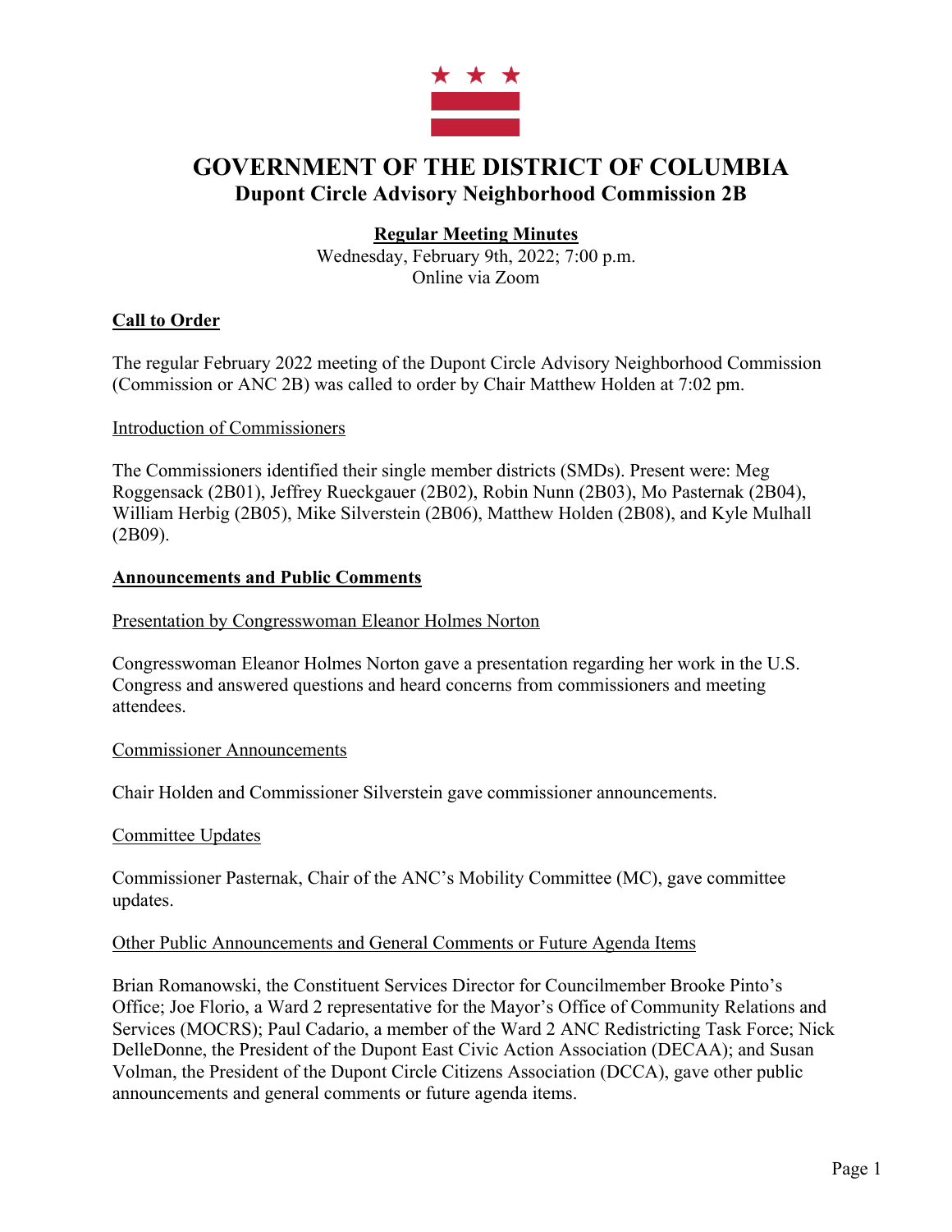# GOVERNMENT OF THE DISTRICT OF COLUMBIA
## Dupont Circle Advisory Neighborhood Commission 2B

**Regular Meeting Minutes**

Wednesday, February 9th, 2022; 7:00 p.m.
Online via Zoom

## Call to Order

The regular February 2022 meeting of the Dupont Circle Advisory Neighborhood Commission (Commission or ANC 2B) was called to order by Chair Matthew Holden at 7:02 pm.

### Introduction of Commissioners

The Commissioners identified their single member districts (SMDs). Present were: Meg Roggensack (2B01), Jeffrey Rueckgauer (2B02), Robin Nunn (2B03), Mo Pasternak (2B04), William Herbig (2B05), Mike Silverstein (2B06), Matthew Holden (2B08), and Kyle Mulhall (2B09).

## Announcements and Public Comments

### Presentation by Congresswoman Eleanor Holmes Norton

Congresswoman Eleanor Holmes Norton gave a presentation regarding her work in the U.S. Congress and answered questions and heard concerns from commissioners and meeting attendees.

### Commissioner Announcements

Chair Holden and Commissioner Silverstein gave commissioner announcements.

### Committee Updates

Commissioner Pasternak, Chair of the ANC's Mobility Committee (MC), gave committee updates.

### Other Public Announcements and General Comments or Future Agenda Items

Brian Romanowski, the Constituent Services Director for Councilmember Brooke Pinto's Office; Joe Florio, a Ward 2 representative for the Mayor's Office of Community Relations and Services (MOCRS); Paul Cadario, a member of the Ward 2 ANC Redistricting Task Force; Nick DelleDonne, the President of the Dupont East Civic Action Association (DECAA); and Susan Volman, the President of the Dupont Circle Citizens Association (DCCA), gave other public announcements and general comments or future agenda items.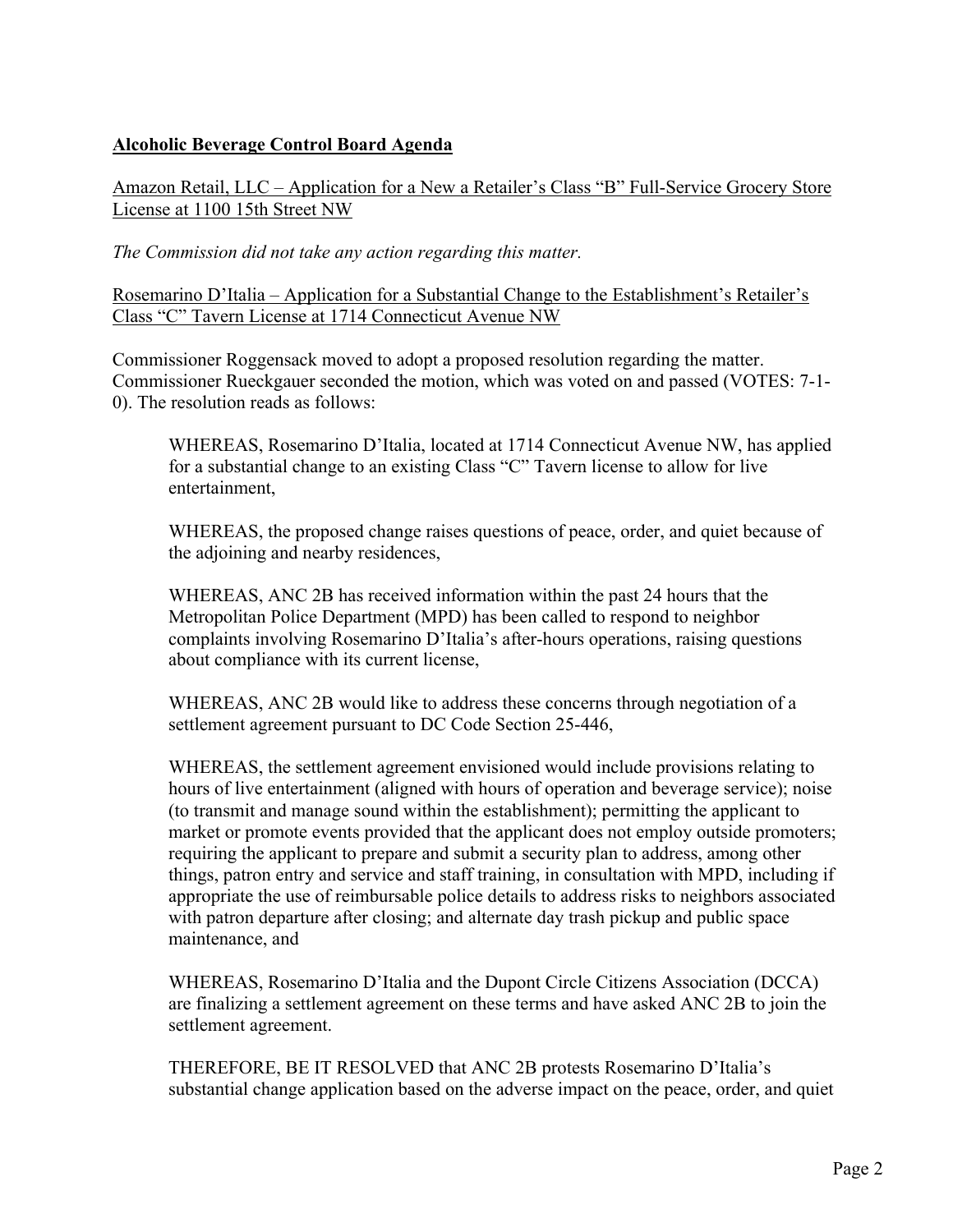**Alcoholic Beverage Control Board Agenda**

Amazon Retail, LLC – Application for a New a Retailer's Class "B" Full-Service Grocery Store License at 1100 15th Street NW

*The Commission did not take any action regarding this matter.*

Rosemarino D'Italia – Application for a Substantial Change to the Establishment's Retailer's Class "C" Tavern License at 1714 Connecticut Avenue NW

Commissioner Roggensack moved to adopt a proposed resolution regarding the matter. Commissioner Rueckgauer seconded the motion, which was voted on and passed (VOTES: 7-1-0). The resolution reads as follows:

> WHEREAS, Rosemarino D'Italia, located at 1714 Connecticut Avenue NW, has applied for a substantial change to an existing Class "C" Tavern license to allow for live entertainment,
>
> WHEREAS, the proposed change raises questions of peace, order, and quiet because of the adjoining and nearby residences,
>
> WHEREAS, ANC 2B has received information within the past 24 hours that the Metropolitan Police Department (MPD) has been called to respond to neighbor complaints involving Rosemarino D'Italia's after-hours operations, raising questions about compliance with its current license,
>
> WHEREAS, ANC 2B would like to address these concerns through negotiation of a settlement agreement pursuant to DC Code Section 25-446,
>
> WHEREAS, the settlement agreement envisioned would include provisions relating to hours of live entertainment (aligned with hours of operation and beverage service); noise (to transmit and manage sound within the establishment); permitting the applicant to market or promote events provided that the applicant does not employ outside promoters; requiring the applicant to prepare and submit a security plan to address, among other things, patron entry and service and staff training, in consultation with MPD, including if appropriate the use of reimbursable police details to address risks to neighbors associated with patron departure after closing; and alternate day trash pickup and public space maintenance, and
>
> WHEREAS, Rosemarino D'Italia and the Dupont Circle Citizens Association (DCCA) are finalizing a settlement agreement on these terms and have asked ANC 2B to join the settlement agreement.
>
> THEREFORE, BE IT RESOLVED that ANC 2B protests Rosemarino D'Italia's substantial change application based on the adverse impact on the peace, order, and quiet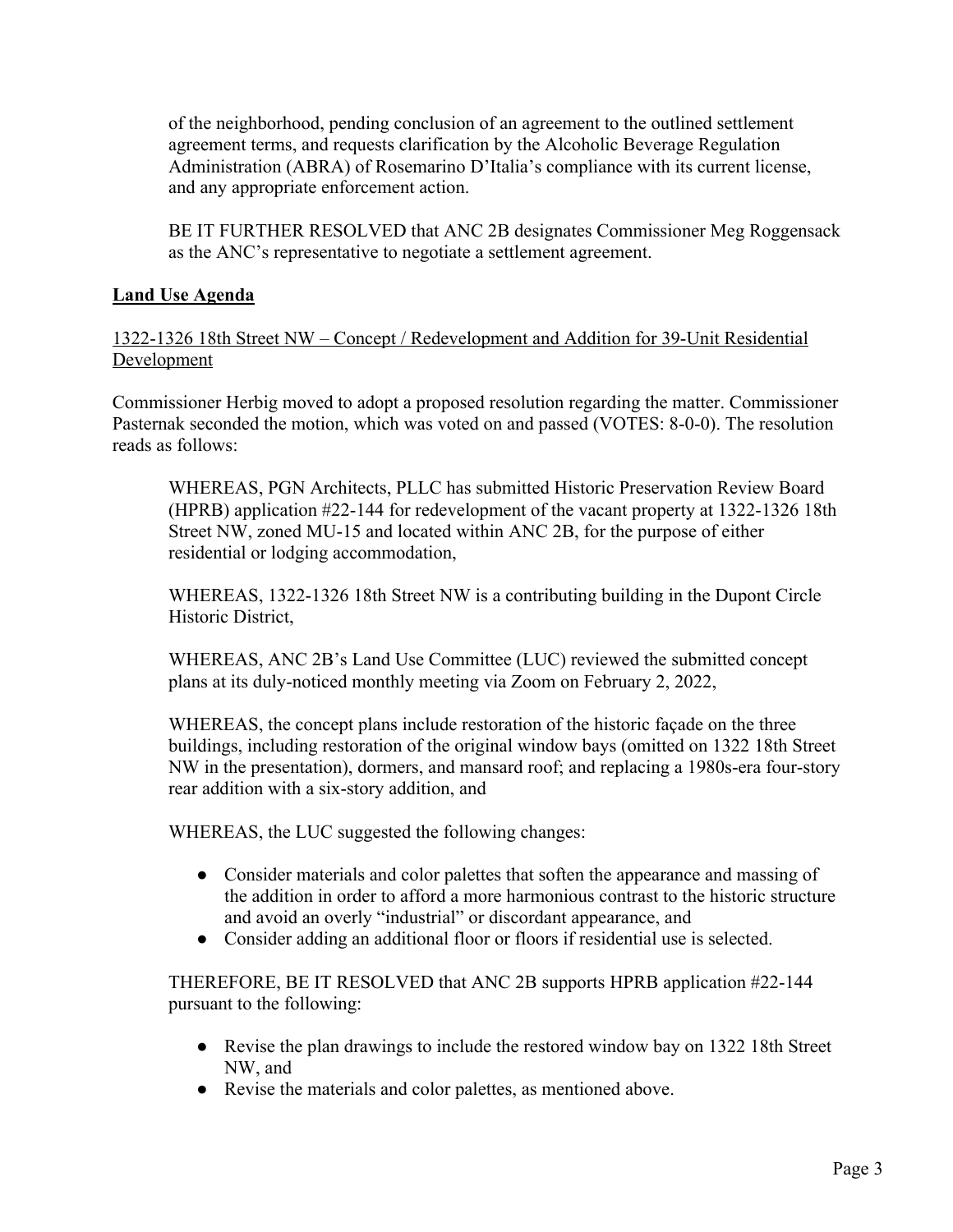of the neighborhood, pending conclusion of an agreement to the outlined settlement agreement terms, and requests clarification by the Alcoholic Beverage Regulation Administration (ABRA) of Rosemarino D'Italia's compliance with its current license, and any appropriate enforcement action.

BE IT FURTHER RESOLVED that ANC 2B designates Commissioner Meg Roggensack as the ANC's representative to negotiate a settlement agreement.

## Land Use Agenda

### 1322-1326 18th Street NW – Concept / Redevelopment and Addition for 39-Unit Residential Development

Commissioner Herbig moved to adopt a proposed resolution regarding the matter. Commissioner Pasternak seconded the motion, which was voted on and passed (VOTES: 8-0-0). The resolution reads as follows:

WHEREAS, PGN Architects, PLLC has submitted Historic Preservation Review Board (HPRB) application #22-144 for redevelopment of the vacant property at 1322-1326 18th Street NW, zoned MU-15 and located within ANC 2B, for the purpose of either residential or lodging accommodation,

WHEREAS, 1322-1326 18th Street NW is a contributing building in the Dupont Circle Historic District,

WHEREAS, ANC 2B's Land Use Committee (LUC) reviewed the submitted concept plans at its duly-noticed monthly meeting via Zoom on February 2, 2022,

WHEREAS, the concept plans include restoration of the historic façade on the three buildings, including restoration of the original window bays (omitted on 1322 18th Street NW in the presentation), dormers, and mansard roof; and replacing a 1980s-era four-story rear addition with a six-story addition, and

WHEREAS, the LUC suggested the following changes:

- Consider materials and color palettes that soften the appearance and massing of the addition in order to afford a more harmonious contrast to the historic structure and avoid an overly "industrial" or discordant appearance, and
- Consider adding an additional floor or floors if residential use is selected.

THEREFORE, BE IT RESOLVED that ANC 2B supports HPRB application #22-144 pursuant to the following:

- Revise the plan drawings to include the restored window bay on 1322 18th Street NW, and
- Revise the materials and color palettes, as mentioned above.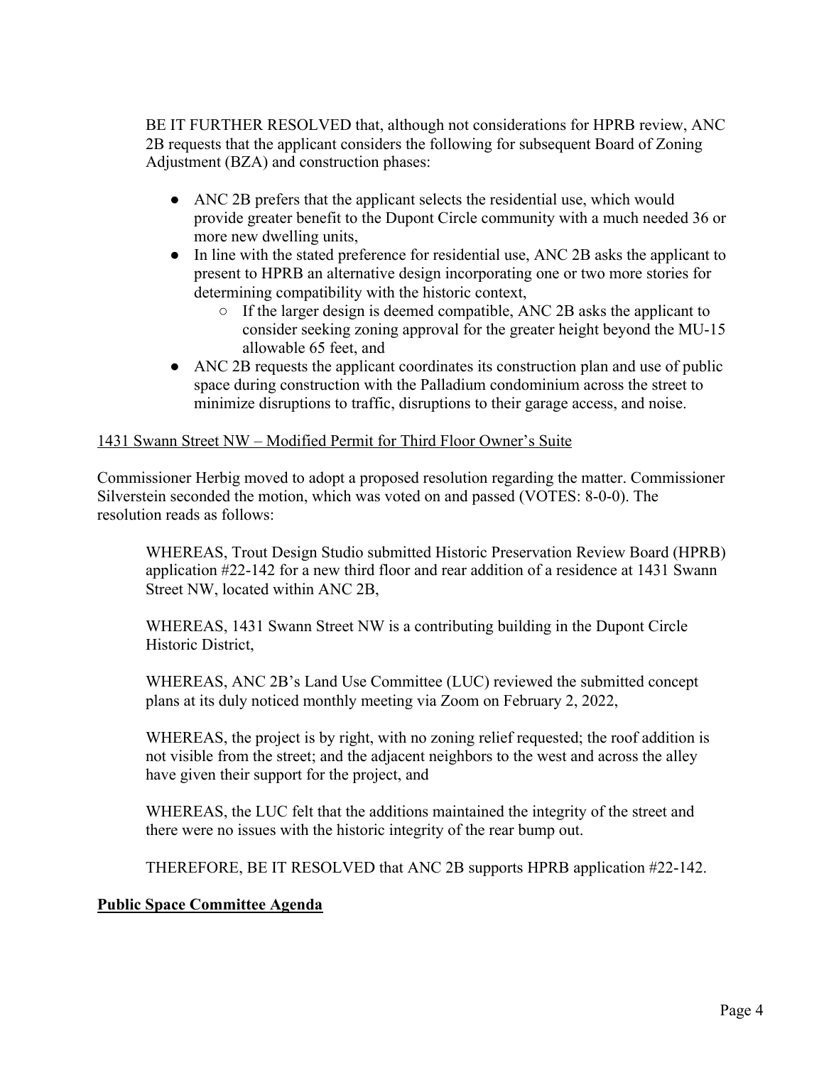BE IT FURTHER RESOLVED that, although not considerations for HPRB review, ANC 2B requests that the applicant considers the following for subsequent Board of Zoning Adjustment (BZA) and construction phases:

- ANC 2B prefers that the applicant selects the residential use, which would provide greater benefit to the Dupont Circle community with a much needed 36 or more new dwelling units,
- In line with the stated preference for residential use, ANC 2B asks the applicant to present to HPRB an alternative design incorporating one or two more stories for determining compatibility with the historic context,
    - If the larger design is deemed compatible, ANC 2B asks the applicant to consider seeking zoning approval for the greater height beyond the MU-15 allowable 65 feet, and
- ANC 2B requests the applicant coordinates its construction plan and use of public space during construction with the Palladium condominium across the street to minimize disruptions to traffic, disruptions to their garage access, and noise.

<u>1431 Swann Street NW – Modified Permit for Third Floor Owner's Suite</u>

Commissioner Herbig moved to adopt a proposed resolution regarding the matter. Commissioner Silverstein seconded the motion, which was voted on and passed (VOTES: 8-0-0). The resolution reads as follows:

> WHEREAS, Trout Design Studio submitted Historic Preservation Review Board (HPRB) application #22-142 for a new third floor and rear addition of a residence at 1431 Swann Street NW, located within ANC 2B,
>
> WHEREAS, 1431 Swann Street NW is a contributing building in the Dupont Circle Historic District,
>
> WHEREAS, ANC 2B's Land Use Committee (LUC) reviewed the submitted concept plans at its duly noticed monthly meeting via Zoom on February 2, 2022,
>
> WHEREAS, the project is by right, with no zoning relief requested; the roof addition is not visible from the street; and the adjacent neighbors to the west and across the alley have given their support for the project, and
>
> WHEREAS, the LUC felt that the additions maintained the integrity of the street and there were no issues with the historic integrity of the rear bump out.
>
> THEREFORE, BE IT RESOLVED that ANC 2B supports HPRB application #22-142.

**<u>Public Space Committee Agenda</u>**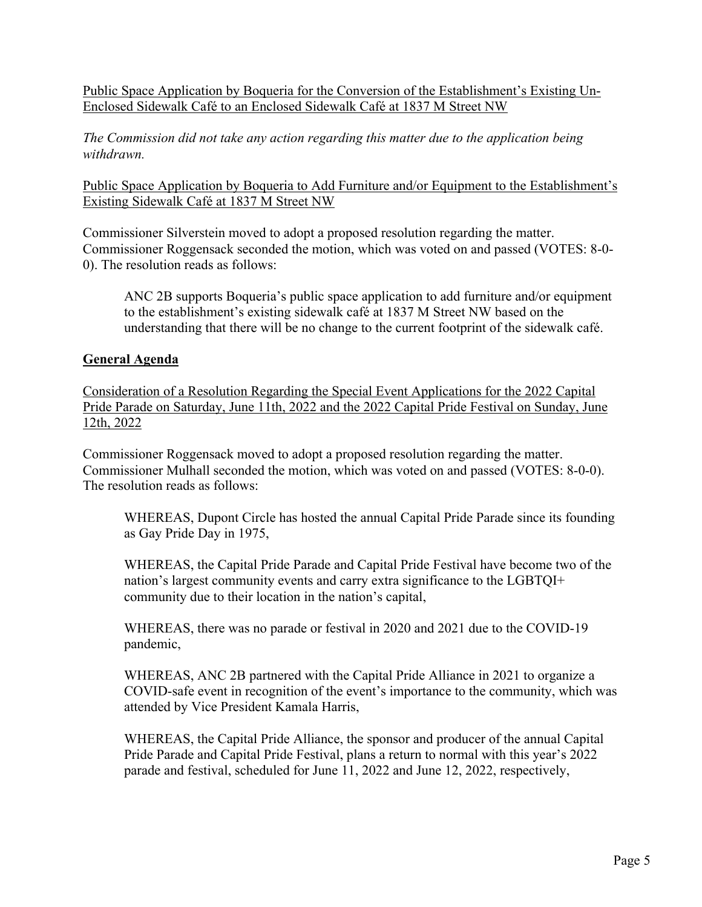<u>Public Space Application by Boqueria for the Conversion of the Establishment's Existing Un-Enclosed Sidewalk Café to an Enclosed Sidewalk Café at 1837 M Street NW</u>

*The Commission did not take any action regarding this matter due to the application being withdrawn.*

<u>Public Space Application by Boqueria to Add Furniture and/or Equipment to the Establishment's Existing Sidewalk Café at 1837 M Street NW</u>

Commissioner Silverstein moved to adopt a proposed resolution regarding the matter. Commissioner Roggensack seconded the motion, which was voted on and passed (VOTES: 8-0-0). The resolution reads as follows:

> ANC 2B supports Boqueria's public space application to add furniture and/or equipment to the establishment's existing sidewalk café at 1837 M Street NW based on the understanding that there will be no change to the current footprint of the sidewalk café.

## General Agenda

<u>Consideration of a Resolution Regarding the Special Event Applications for the 2022 Capital Pride Parade on Saturday, June 11th, 2022 and the 2022 Capital Pride Festival on Sunday, June 12th, 2022</u>

Commissioner Roggensack moved to adopt a proposed resolution regarding the matter. Commissioner Mulhall seconded the motion, which was voted on and passed (VOTES: 8-0-0). The resolution reads as follows:

> WHEREAS, Dupont Circle has hosted the annual Capital Pride Parade since its founding as Gay Pride Day in 1975,
>
> WHEREAS, the Capital Pride Parade and Capital Pride Festival have become two of the nation's largest community events and carry extra significance to the LGBTQI+ community due to their location in the nation's capital,
>
> WHEREAS, there was no parade or festival in 2020 and 2021 due to the COVID-19 pandemic,
>
> WHEREAS, ANC 2B partnered with the Capital Pride Alliance in 2021 to organize a COVID-safe event in recognition of the event's importance to the community, which was attended by Vice President Kamala Harris,
>
> WHEREAS, the Capital Pride Alliance, the sponsor and producer of the annual Capital Pride Parade and Capital Pride Festival, plans a return to normal with this year's 2022 parade and festival, scheduled for June 11, 2022 and June 12, 2022, respectively,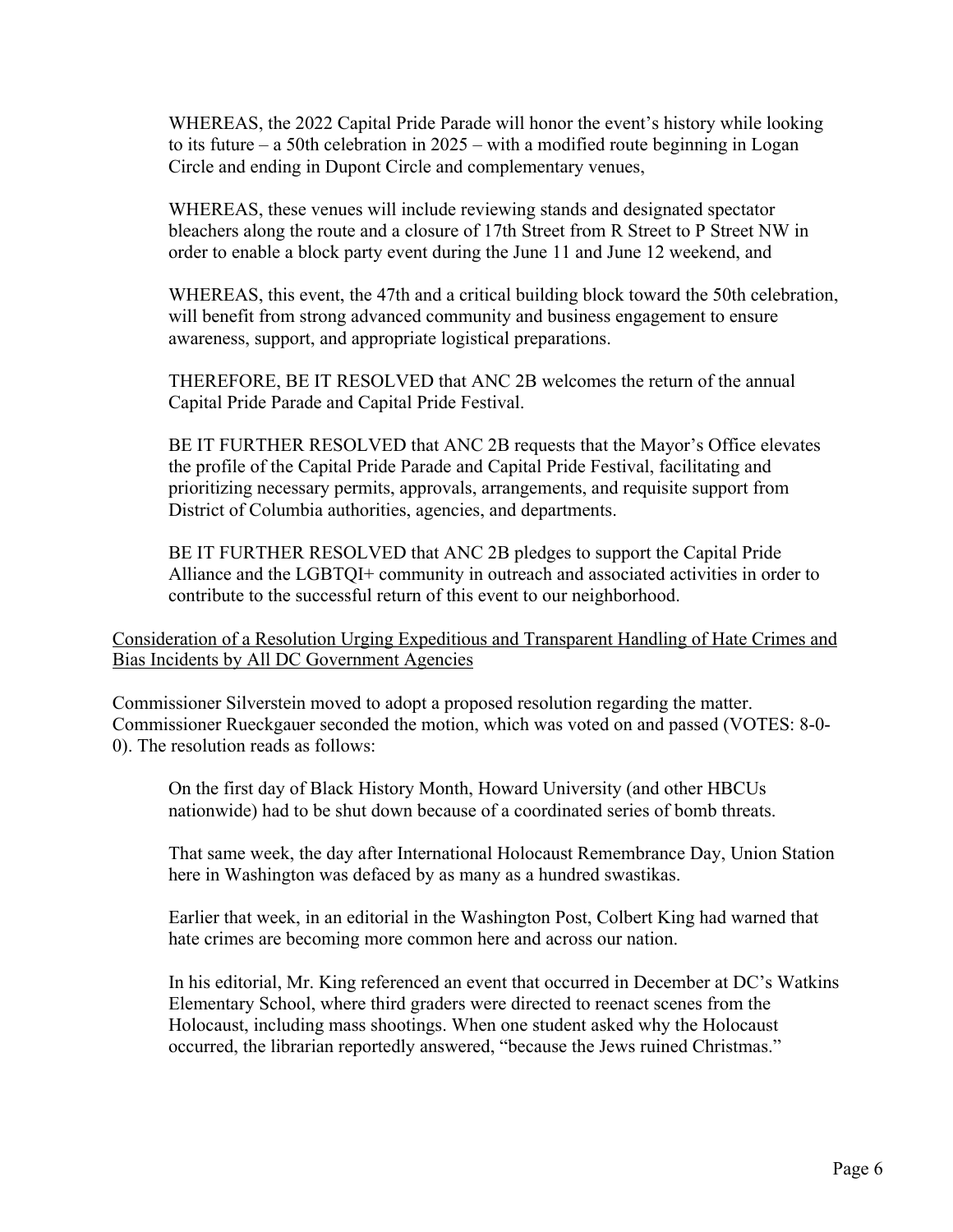WHEREAS, the 2022 Capital Pride Parade will honor the event's history while looking to its future – a 50th celebration in 2025 – with a modified route beginning in Logan Circle and ending in Dupont Circle and complementary venues,

WHEREAS, these venues will include reviewing stands and designated spectator bleachers along the route and a closure of 17th Street from R Street to P Street NW in order to enable a block party event during the June 11 and June 12 weekend, and

WHEREAS, this event, the 47th and a critical building block toward the 50th celebration, will benefit from strong advanced community and business engagement to ensure awareness, support, and appropriate logistical preparations.

THEREFORE, BE IT RESOLVED that ANC 2B welcomes the return of the annual Capital Pride Parade and Capital Pride Festival.

BE IT FURTHER RESOLVED that ANC 2B requests that the Mayor's Office elevates the profile of the Capital Pride Parade and Capital Pride Festival, facilitating and prioritizing necessary permits, approvals, arrangements, and requisite support from District of Columbia authorities, agencies, and departments.

BE IT FURTHER RESOLVED that ANC 2B pledges to support the Capital Pride Alliance and the LGBTQI+ community in outreach and associated activities in order to contribute to the successful return of this event to our neighborhood.

<u>Consideration of a Resolution Urging Expeditious and Transparent Handling of Hate Crimes and Bias Incidents by All DC Government Agencies</u>

Commissioner Silverstein moved to adopt a proposed resolution regarding the matter. Commissioner Rueckgauer seconded the motion, which was voted on and passed (VOTES: 8-0-0). The resolution reads as follows:

On the first day of Black History Month, Howard University (and other HBCUs nationwide) had to be shut down because of a coordinated series of bomb threats.

That same week, the day after International Holocaust Remembrance Day, Union Station here in Washington was defaced by as many as a hundred swastikas.

Earlier that week, in an editorial in the Washington Post, Colbert King had warned that hate crimes are becoming more common here and across our nation.

In his editorial, Mr. King referenced an event that occurred in December at DC's Watkins Elementary School, where third graders were directed to reenact scenes from the Holocaust, including mass shootings. When one student asked why the Holocaust occurred, the librarian reportedly answered, "because the Jews ruined Christmas."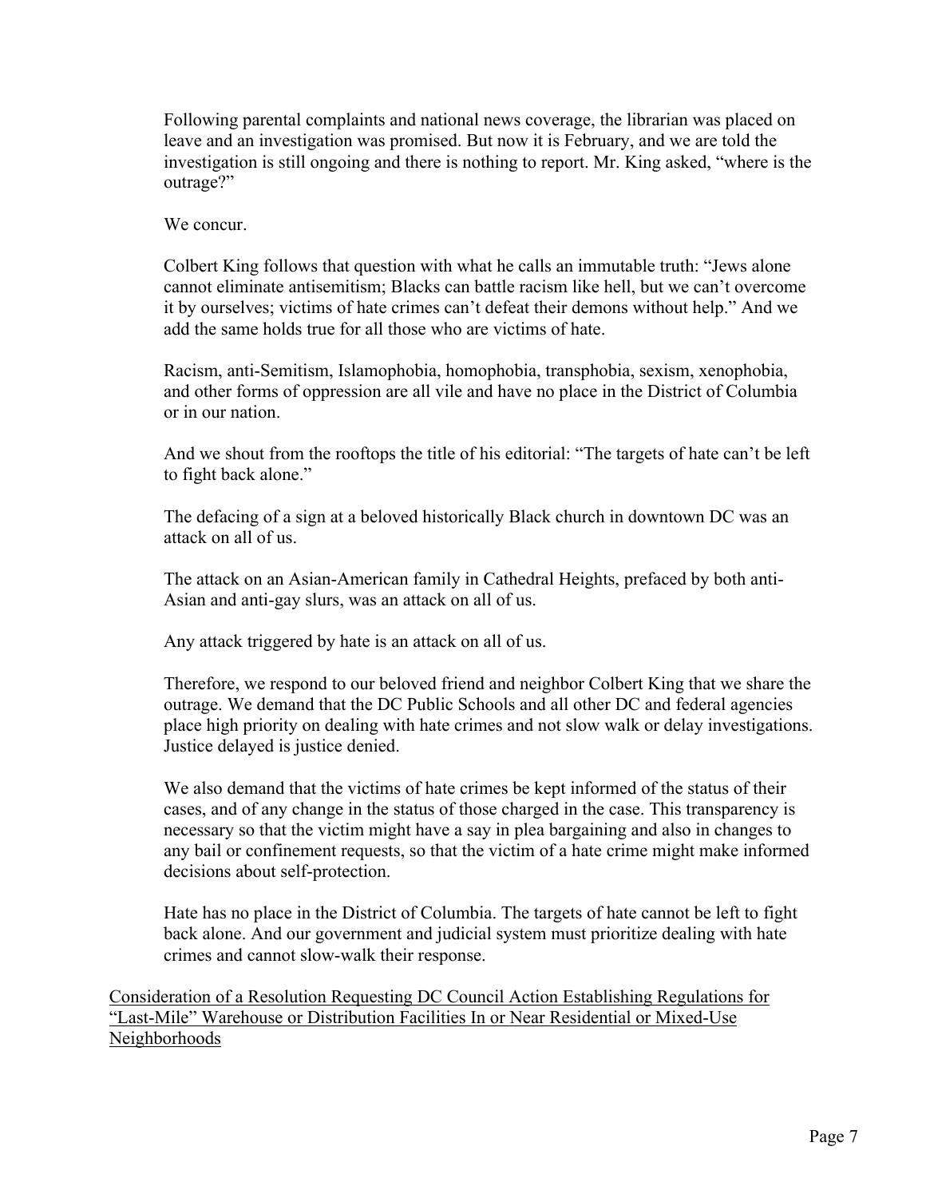Following parental complaints and national news coverage, the librarian was placed on leave and an investigation was promised. But now it is February, and we are told the investigation is still ongoing and there is nothing to report. Mr. King asked, "where is the outrage?"

We concur.

Colbert King follows that question with what he calls an immutable truth: "Jews alone cannot eliminate antisemitism; Blacks can battle racism like hell, but we can't overcome it by ourselves; victims of hate crimes can't defeat their demons without help." And we add the same holds true for all those who are victims of hate.

Racism, anti-Semitism, Islamophobia, homophobia, transphobia, sexism, xenophobia, and other forms of oppression are all vile and have no place in the District of Columbia or in our nation.

And we shout from the rooftops the title of his editorial: "The targets of hate can't be left to fight back alone."

The defacing of a sign at a beloved historically Black church in downtown DC was an attack on all of us.

The attack on an Asian-American family in Cathedral Heights, prefaced by both anti-Asian and anti-gay slurs, was an attack on all of us.

Any attack triggered by hate is an attack on all of us.

Therefore, we respond to our beloved friend and neighbor Colbert King that we share the outrage. We demand that the DC Public Schools and all other DC and federal agencies place high priority on dealing with hate crimes and not slow walk or delay investigations. Justice delayed is justice denied.

We also demand that the victims of hate crimes be kept informed of the status of their cases, and of any change in the status of those charged in the case. This transparency is necessary so that the victim might have a say in plea bargaining and also in changes to any bail or confinement requests, so that the victim of a hate crime might make informed decisions about self-protection.

Hate has no place in the District of Columbia. The targets of hate cannot be left to fight back alone. And our government and judicial system must prioritize dealing with hate crimes and cannot slow-walk their response.

<u>Consideration of a Resolution Requesting DC Council Action Establishing Regulations for "Last-Mile" Warehouse or Distribution Facilities In or Near Residential or Mixed-Use Neighborhoods</u>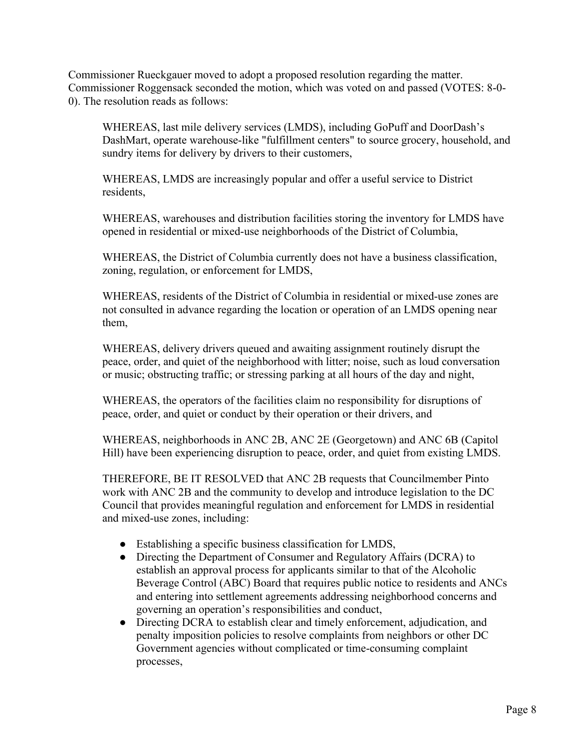Commissioner Rueckgauer moved to adopt a proposed resolution regarding the matter. Commissioner Roggensack seconded the motion, which was voted on and passed (VOTES: 8-0-0). The resolution reads as follows:

> WHEREAS, last mile delivery services (LMDS), including GoPuff and DoorDash's DashMart, operate warehouse-like "fulfillment centers" to source grocery, household, and sundry items for delivery by drivers to their customers,
>
> WHEREAS, LMDS are increasingly popular and offer a useful service to District residents,
>
> WHEREAS, warehouses and distribution facilities storing the inventory for LMDS have opened in residential or mixed-use neighborhoods of the District of Columbia,
>
> WHEREAS, the District of Columbia currently does not have a business classification, zoning, regulation, or enforcement for LMDS,
>
> WHEREAS, residents of the District of Columbia in residential or mixed-use zones are not consulted in advance regarding the location or operation of an LMDS opening near them,
>
> WHEREAS, delivery drivers queued and awaiting assignment routinely disrupt the peace, order, and quiet of the neighborhood with litter; noise, such as loud conversation or music; obstructing traffic; or stressing parking at all hours of the day and night,
>
> WHEREAS, the operators of the facilities claim no responsibility for disruptions of peace, order, and quiet or conduct by their operation or their drivers, and
>
> WHEREAS, neighborhoods in ANC 2B, ANC 2E (Georgetown) and ANC 6B (Capitol Hill) have been experiencing disruption to peace, order, and quiet from existing LMDS.
>
> THEREFORE, BE IT RESOLVED that ANC 2B requests that Councilmember Pinto work with ANC 2B and the community to develop and introduce legislation to the DC Council that provides meaningful regulation and enforcement for LMDS in residential and mixed-use zones, including:
>
> - Establishing a specific business classification for LMDS,
> - Directing the Department of Consumer and Regulatory Affairs (DCRA) to establish an approval process for applicants similar to that of the Alcoholic Beverage Control (ABC) Board that requires public notice to residents and ANCs and entering into settlement agreements addressing neighborhood concerns and governing an operation's responsibilities and conduct,
> - Directing DCRA to establish clear and timely enforcement, adjudication, and penalty imposition policies to resolve complaints from neighbors or other DC Government agencies without complicated or time-consuming complaint processes,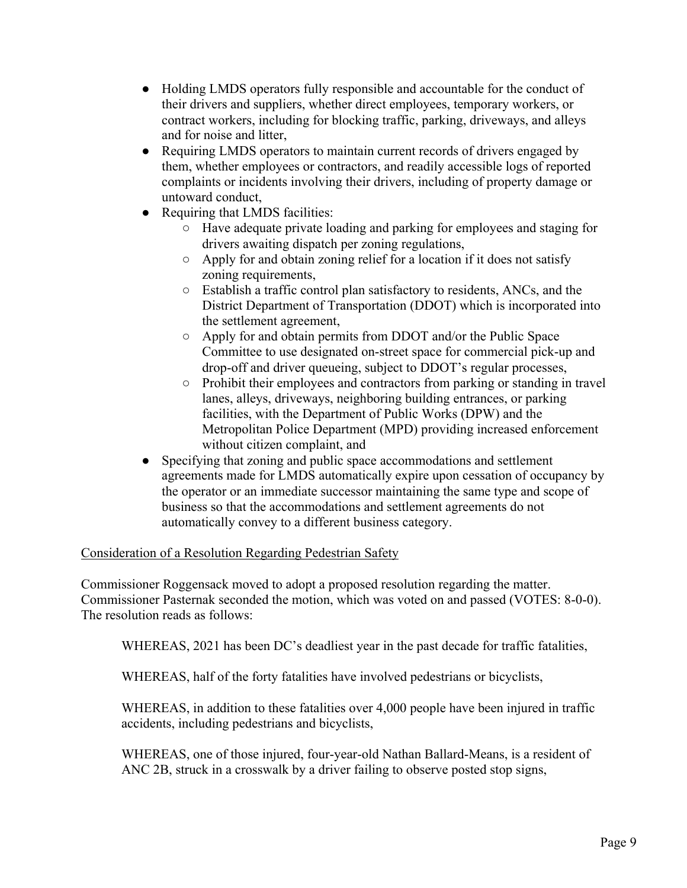- Holding LMDS operators fully responsible and accountable for the conduct of their drivers and suppliers, whether direct employees, temporary workers, or contract workers, including for blocking traffic, parking, driveways, and alleys and for noise and litter,
- Requiring LMDS operators to maintain current records of drivers engaged by them, whether employees or contractors, and readily accessible logs of reported complaints or incidents involving their drivers, including of property damage or untoward conduct,
- Requiring that LMDS facilities:
  - Have adequate private loading and parking for employees and staging for drivers awaiting dispatch per zoning regulations,
  - Apply for and obtain zoning relief for a location if it does not satisfy zoning requirements,
  - Establish a traffic control plan satisfactory to residents, ANCs, and the District Department of Transportation (DDOT) which is incorporated into the settlement agreement,
  - Apply for and obtain permits from DDOT and/or the Public Space Committee to use designated on-street space for commercial pick-up and drop-off and driver queueing, subject to DDOT's regular processes,
  - Prohibit their employees and contractors from parking or standing in travel lanes, alleys, driveways, neighboring building entrances, or parking facilities, with the Department of Public Works (DPW) and the Metropolitan Police Department (MPD) providing increased enforcement without citizen complaint, and
- Specifying that zoning and public space accommodations and settlement agreements made for LMDS automatically expire upon cessation of occupancy by the operator or an immediate successor maintaining the same type and scope of business so that the accommodations and settlement agreements do not automatically convey to a different business category.

<u>Consideration of a Resolution Regarding Pedestrian Safety</u>

Commissioner Roggensack moved to adopt a proposed resolution regarding the matter. Commissioner Pasternak seconded the motion, which was voted on and passed (VOTES: 8-0-0). The resolution reads as follows:

> WHEREAS, 2021 has been DC's deadliest year in the past decade for traffic fatalities,
>
> WHEREAS, half of the forty fatalities have involved pedestrians or bicyclists,
>
> WHEREAS, in addition to these fatalities over 4,000 people have been injured in traffic accidents, including pedestrians and bicyclists,
>
> WHEREAS, one of those injured, four-year-old Nathan Ballard-Means, is a resident of ANC 2B, struck in a crosswalk by a driver failing to observe posted stop signs,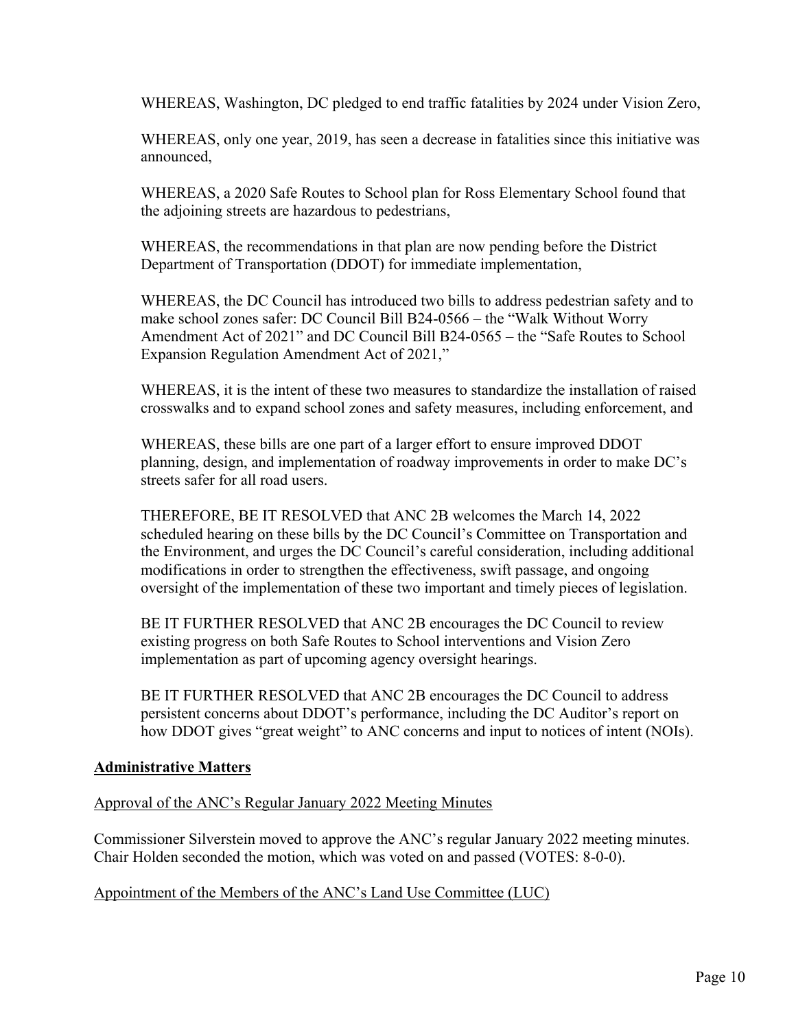WHEREAS, Washington, DC pledged to end traffic fatalities by 2024 under Vision Zero,

WHEREAS, only one year, 2019, has seen a decrease in fatalities since this initiative was announced,

WHEREAS, a 2020 Safe Routes to School plan for Ross Elementary School found that the adjoining streets are hazardous to pedestrians,

WHEREAS, the recommendations in that plan are now pending before the District Department of Transportation (DDOT) for immediate implementation,

WHEREAS, the DC Council has introduced two bills to address pedestrian safety and to make school zones safer: DC Council Bill B24-0566 – the "Walk Without Worry Amendment Act of 2021" and DC Council Bill B24-0565 – the "Safe Routes to School Expansion Regulation Amendment Act of 2021,"

WHEREAS, it is the intent of these two measures to standardize the installation of raised crosswalks and to expand school zones and safety measures, including enforcement, and

WHEREAS, these bills are one part of a larger effort to ensure improved DDOT planning, design, and implementation of roadway improvements in order to make DC's streets safer for all road users.

THEREFORE, BE IT RESOLVED that ANC 2B welcomes the March 14, 2022 scheduled hearing on these bills by the DC Council's Committee on Transportation and the Environment, and urges the DC Council's careful consideration, including additional modifications in order to strengthen the effectiveness, swift passage, and ongoing oversight of the implementation of these two important and timely pieces of legislation.

BE IT FURTHER RESOLVED that ANC 2B encourages the DC Council to review existing progress on both Safe Routes to School interventions and Vision Zero implementation as part of upcoming agency oversight hearings.

BE IT FURTHER RESOLVED that ANC 2B encourages the DC Council to address persistent concerns about DDOT's performance, including the DC Auditor's report on how DDOT gives "great weight" to ANC concerns and input to notices of intent (NOIs).

**Administrative Matters**

Approval of the ANC's Regular January 2022 Meeting Minutes

Commissioner Silverstein moved to approve the ANC's regular January 2022 meeting minutes. Chair Holden seconded the motion, which was voted on and passed (VOTES: 8-0-0).

Appointment of the Members of the ANC's Land Use Committee (LUC)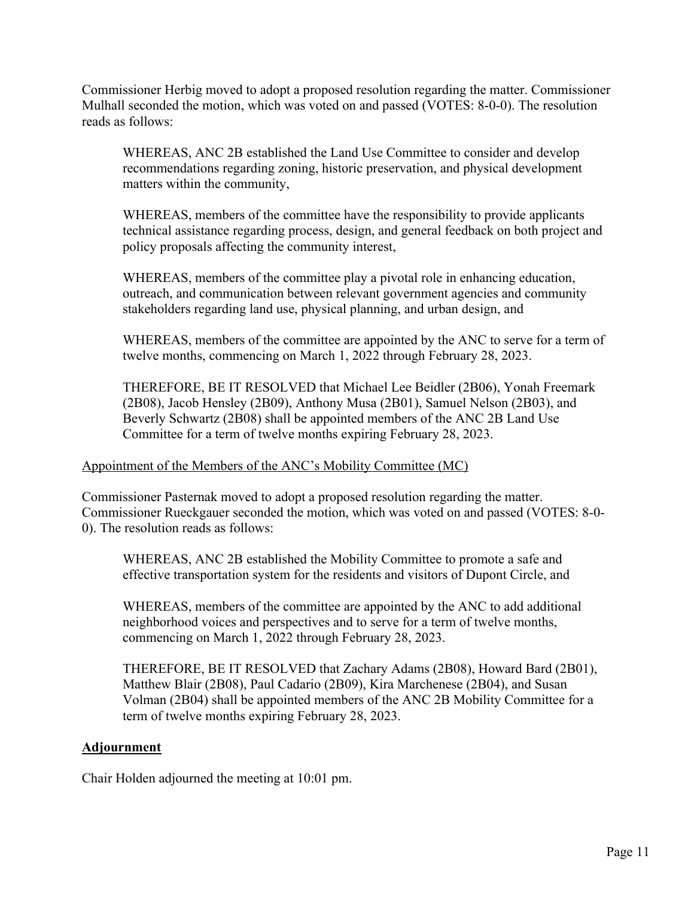Commissioner Herbig moved to adopt a proposed resolution regarding the matter. Commissioner Mulhall seconded the motion, which was voted on and passed (VOTES: 8-0-0). The resolution reads as follows:

> WHEREAS, ANC 2B established the Land Use Committee to consider and develop recommendations regarding zoning, historic preservation, and physical development matters within the community,
>
> WHEREAS, members of the committee have the responsibility to provide applicants technical assistance regarding process, design, and general feedback on both project and policy proposals affecting the community interest,
>
> WHEREAS, members of the committee play a pivotal role in enhancing education, outreach, and communication between relevant government agencies and community stakeholders regarding land use, physical planning, and urban design, and
>
> WHEREAS, members of the committee are appointed by the ANC to serve for a term of twelve months, commencing on March 1, 2022 through February 28, 2023.
>
> THEREFORE, BE IT RESOLVED that Michael Lee Beidler (2B06), Yonah Freemark (2B08), Jacob Hensley (2B09), Anthony Musa (2B01), Samuel Nelson (2B03), and Beverly Schwartz (2B08) shall be appointed members of the ANC 2B Land Use Committee for a term of twelve months expiring February 28, 2023.

<u>Appointment of the Members of the ANC's Mobility Committee (MC)</u>

Commissioner Pasternak moved to adopt a proposed resolution regarding the matter. Commissioner Rueckgauer seconded the motion, which was voted on and passed (VOTES: 8-0-0). The resolution reads as follows:

> WHEREAS, ANC 2B established the Mobility Committee to promote a safe and effective transportation system for the residents and visitors of Dupont Circle, and
>
> WHEREAS, members of the committee are appointed by the ANC to add additional neighborhood voices and perspectives and to serve for a term of twelve months, commencing on March 1, 2022 through February 28, 2023.
>
> THEREFORE, BE IT RESOLVED that Zachary Adams (2B08), Howard Bard (2B01), Matthew Blair (2B08), Paul Cadario (2B09), Kira Marchenese (2B04), and Susan Volman (2B04) shall be appointed members of the ANC 2B Mobility Committee for a term of twelve months expiring February 28, 2023.

## **Adjournment**

Chair Holden adjourned the meeting at 10:01 pm.